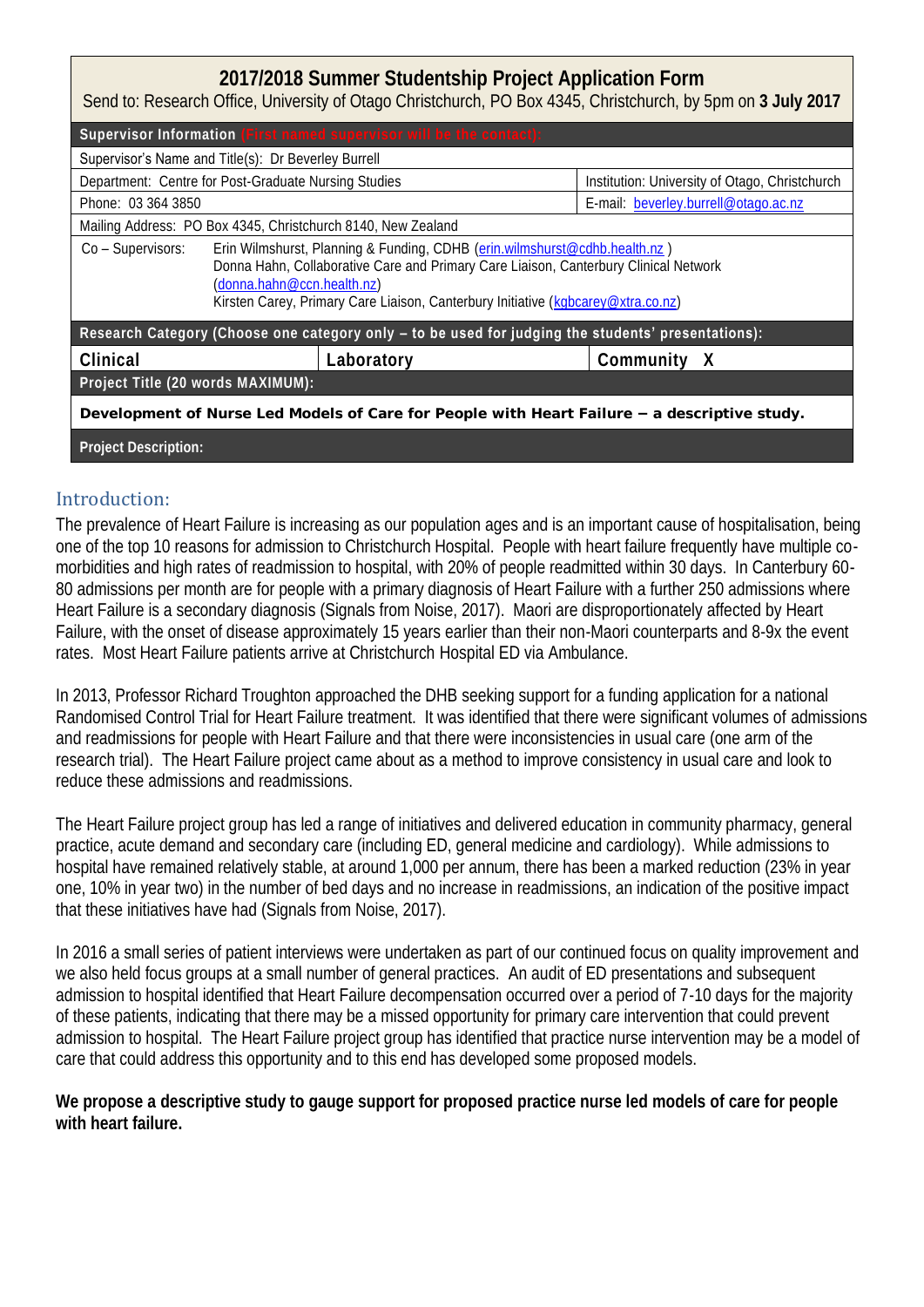## 2017/2018 Summer Studentship Project Application Form

Send to: Research Office, University of Otago Christchurch, PO Box 4345, Christchurch, by 5pm on **3 July 2017**

| **Supervisor Information** (First named supervisor will be the contact): | | |
|---|---|---|
| Supervisor's Name and Title(s): Dr Beverley Burrell | | |
| Department: Centre for Post-Graduate Nursing Studies | | Institution: University of Otago, Christchurch |
| Phone: 03 364 3850 | | E-mail: beverley.burrell@otago.ac.nz |
| Mailing Address: PO Box 4345, Christchurch 8140, New Zealand | | |
| Co – Supervisors: Erin Wilmshurst, Planning & Funding, CDHB (erin.wilmshurst@cdhb.health.nz ) Donna Hahn, Collaborative Care and Primary Care Liaison, Canterbury Clinical Network (donna.hahn@ccn.health.nz) Kirsten Carey, Primary Care Liaison, Canterbury Initiative (kgbcarey@xtra.co.nz) | | |
| **Research Category (Choose one category only – to be used for judging the students' presentations):** | | |
| **Clinical** | **Laboratory** | **Community X** |
| **Project Title (20 words MAXIMUM):** | | |
| **Development of Nurse Led Models of Care for People with Heart Failure – a descriptive study.** | | |
| **Project Description:** | | |

### Introduction:

The prevalence of Heart Failure is increasing as our population ages and is an important cause of hospitalisation, being one of the top 10 reasons for admission to Christchurch Hospital. People with heart failure frequently have multiple co-morbidities and high rates of readmission to hospital, with 20% of people readmitted within 30 days. In Canterbury 60-80 admissions per month are for people with a primary diagnosis of Heart Failure with a further 250 admissions where Heart Failure is a secondary diagnosis (Signals from Noise, 2017). Maori are disproportionately affected by Heart Failure, with the onset of disease approximately 15 years earlier than their non-Maori counterparts and 8-9x the event rates. Most Heart Failure patients arrive at Christchurch Hospital ED via Ambulance.

In 2013, Professor Richard Troughton approached the DHB seeking support for a funding application for a national Randomised Control Trial for Heart Failure treatment. It was identified that there were significant volumes of admissions and readmissions for people with Heart Failure and that there were inconsistencies in usual care (one arm of the research trial). The Heart Failure project came about as a method to improve consistency in usual care and look to reduce these admissions and readmissions.

The Heart Failure project group has led a range of initiatives and delivered education in community pharmacy, general practice, acute demand and secondary care (including ED, general medicine and cardiology). While admissions to hospital have remained relatively stable, at around 1,000 per annum, there has been a marked reduction (23% in year one, 10% in year two) in the number of bed days and no increase in readmissions, an indication of the positive impact that these initiatives have had (Signals from Noise, 2017).

In 2016 a small series of patient interviews were undertaken as part of our continued focus on quality improvement and we also held focus groups at a small number of general practices. An audit of ED presentations and subsequent admission to hospital identified that Heart Failure decompensation occurred over a period of 7-10 days for the majority of these patients, indicating that there may be a missed opportunity for primary care intervention that could prevent admission to hospital. The Heart Failure project group has identified that practice nurse intervention may be a model of care that could address this opportunity and to this end has developed some proposed models.

**We propose a descriptive study to gauge support for proposed practice nurse led models of care for people with heart failure.**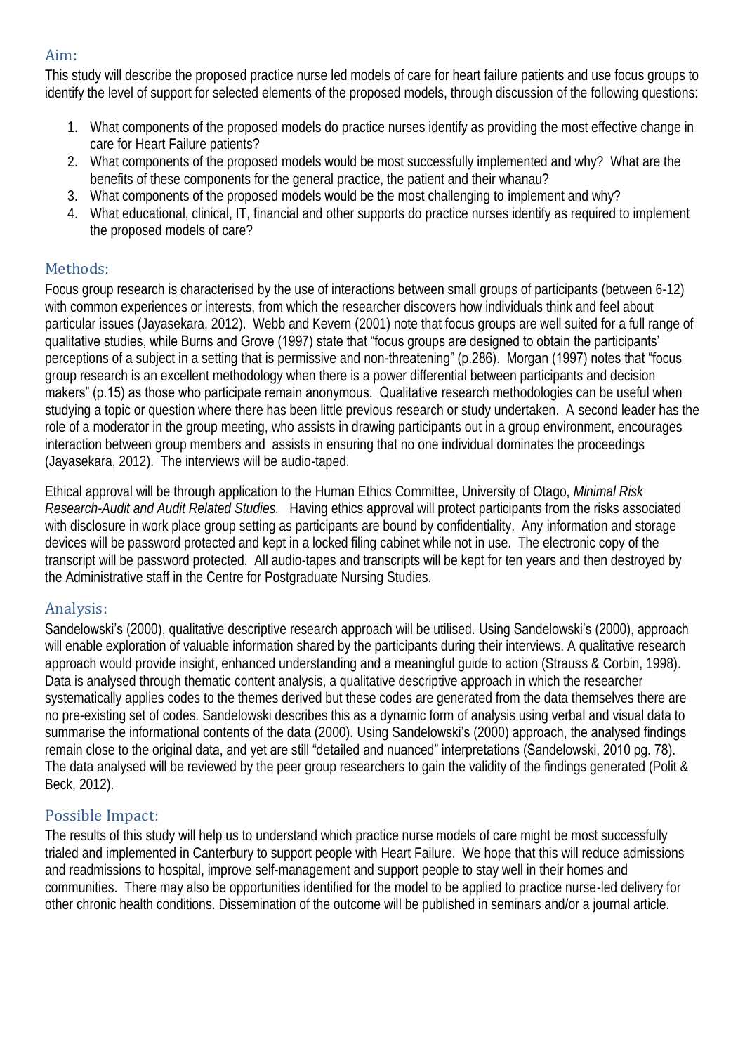## Aim:

This study will describe the proposed practice nurse led models of care for heart failure patients and use focus groups to identify the level of support for selected elements of the proposed models, through discussion of the following questions:

1. What components of the proposed models do practice nurses identify as providing the most effective change in care for Heart Failure patients?
2. What components of the proposed models would be most successfully implemented and why? What are the benefits of these components for the general practice, the patient and their whanau?
3. What components of the proposed models would be the most challenging to implement and why?
4. What educational, clinical, IT, financial and other supports do practice nurses identify as required to implement the proposed models of care?

## Methods:

Focus group research is characterised by the use of interactions between small groups of participants (between 6-12) with common experiences or interests, from which the researcher discovers how individuals think and feel about particular issues (Jayasekara, 2012). Webb and Kevern (2001) note that focus groups are well suited for a full range of qualitative studies, while Burns and Grove (1997) state that "focus groups are designed to obtain the participants' perceptions of a subject in a setting that is permissive and non-threatening" (p.286). Morgan (1997) notes that "focus group research is an excellent methodology when there is a power differential between participants and decision makers" (p.15) as those who participate remain anonymous. Qualitative research methodologies can be useful when studying a topic or question where there has been little previous research or study undertaken. A second leader has the role of a moderator in the group meeting, who assists in drawing participants out in a group environment, encourages interaction between group members and assists in ensuring that no one individual dominates the proceedings (Jayasekara, 2012). The interviews will be audio-taped.

Ethical approval will be through application to the Human Ethics Committee, University of Otago, *Minimal Risk Research-Audit and Audit Related Studies.* Having ethics approval will protect participants from the risks associated with disclosure in work place group setting as participants are bound by confidentiality. Any information and storage devices will be password protected and kept in a locked filing cabinet while not in use. The electronic copy of the transcript will be password protected. All audio-tapes and transcripts will be kept for ten years and then destroyed by the Administrative staff in the Centre for Postgraduate Nursing Studies.

## Analysis:

Sandelowski's (2000), qualitative descriptive research approach will be utilised. Using Sandelowski's (2000), approach will enable exploration of valuable information shared by the participants during their interviews. A qualitative research approach would provide insight, enhanced understanding and a meaningful guide to action (Strauss & Corbin, 1998). Data is analysed through thematic content analysis, a qualitative descriptive approach in which the researcher systematically applies codes to the themes derived but these codes are generated from the data themselves there are no pre-existing set of codes. Sandelowski describes this as a dynamic form of analysis using verbal and visual data to summarise the informational contents of the data (2000). Using Sandelowski's (2000) approach, the analysed findings remain close to the original data, and yet are still "detailed and nuanced" interpretations (Sandelowski, 2010 pg. 78). The data analysed will be reviewed by the peer group researchers to gain the validity of the findings generated (Polit & Beck, 2012).

## Possible Impact:

The results of this study will help us to understand which practice nurse models of care might be most successfully trialed and implemented in Canterbury to support people with Heart Failure. We hope that this will reduce admissions and readmissions to hospital, improve self-management and support people to stay well in their homes and communities. There may also be opportunities identified for the model to be applied to practice nurse-led delivery for other chronic health conditions. Dissemination of the outcome will be published in seminars and/or a journal article.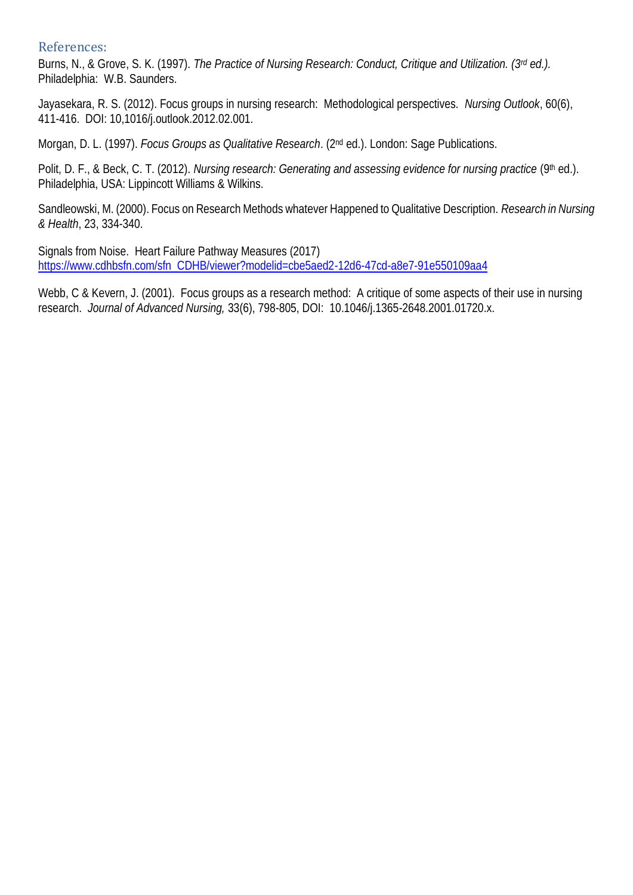## References:

Burns, N., & Grove, S. K. (1997). *The Practice of Nursing Research: Conduct, Critique and Utilization. (3rd ed.).* Philadelphia: W.B. Saunders.

Jayasekara, R. S. (2012). Focus groups in nursing research: Methodological perspectives. *Nursing Outlook*, 60(6), 411-416. DOI: 10,1016/j.outlook.2012.02.001.

Morgan, D. L. (1997). *Focus Groups as Qualitative Research*. (2nd ed.). London: Sage Publications.

Polit, D. F., & Beck, C. T. (2012). *Nursing research: Generating and assessing evidence for nursing practice* (9th ed.). Philadelphia, USA: Lippincott Williams & Wilkins.

Sandleowski, M. (2000). Focus on Research Methods whatever Happened to Qualitative Description. *Research in Nursing & Health*, 23, 334-340.

Signals from Noise. Heart Failure Pathway Measures (2017)
[https://www.cdhbsfn.com/sfn_CDHB/viewer?modelid=cbe5aed2-12d6-47cd-a8e7-91e550109aa4](https://www.cdhbsfn.com/sfn_CDHB/viewer?modelid=cbe5aed2-12d6-47cd-a8e7-91e550109aa4)

Webb, C & Kevern, J. (2001). Focus groups as a research method: A critique of some aspects of their use in nursing research. *Journal of Advanced Nursing,* 33(6), 798-805, DOI: 10.1046/j.1365-2648.2001.01720.x.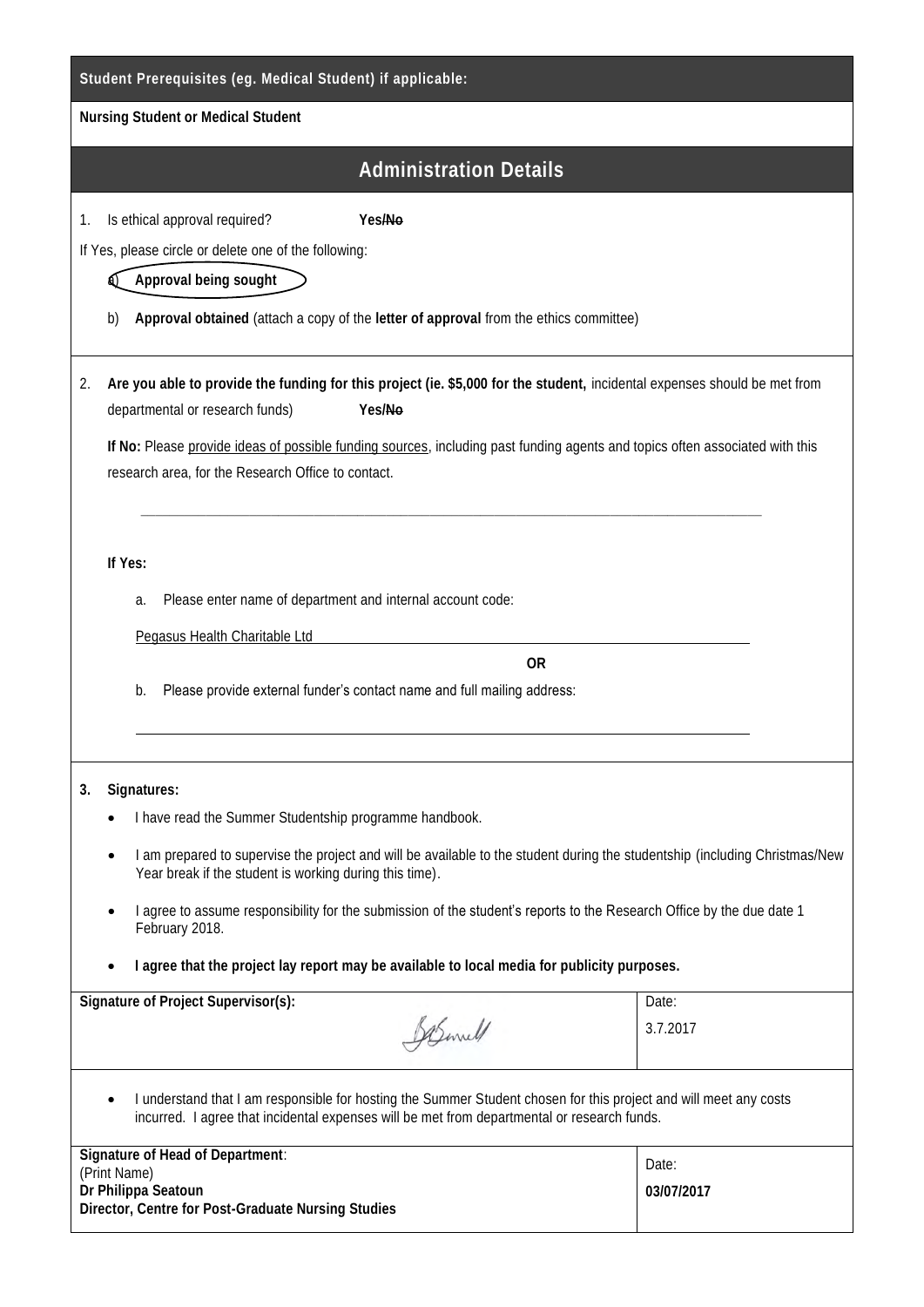**Student Prerequisites (eg. Medical Student) if applicable:**

**Nursing Student or Medical Student**

## Administration Details

1. Is ethical approval required? **Yes/~~No~~**

If Yes, please circle or delete one of the following:

a) **Approval being sought**

b) **Approval obtained** (attach a copy of the **letter of approval** from the ethics committee)

2. **Are you able to provide the funding for this project (ie. $5,000 for the student,** incidental expenses should be met from departmental or research funds) **Yes/~~No~~**

**If No:** Please provide ideas of possible funding sources, including past funding agents and topics often associated with this research area, for the Research Office to contact.

**If Yes:**

a. Please enter name of department and internal account code:

Pegasus Health Charitable Ltd

**OR**

b. Please provide external funder's contact name and full mailing address:

3. **Signatures:**

- I have read the Summer Studentship programme handbook.
- I am prepared to supervise the project and will be available to the student during the studentship (including Christmas/New Year break if the student is working during this time).
- I agree to assume responsibility for the submission of the student's reports to the Research Office by the due date 1 February 2018.
- **I agree that the project lay report may be available to local media for publicity purposes.**

| | |
|---|---|
| **Signature of Project Supervisor(s):** | Date: 3.7.2017 |

- I understand that I am responsible for hosting the Summer Student chosen for this project and will meet any costs incurred. I agree that incidental expenses will be met from departmental or research funds.

| | |
|---|---|
| **Signature of Head of Department**: (Print Name) **Dr Philippa Seatoun** **Director, Centre for Post-Graduate Nursing Studies** | Date: **03/07/2017** |